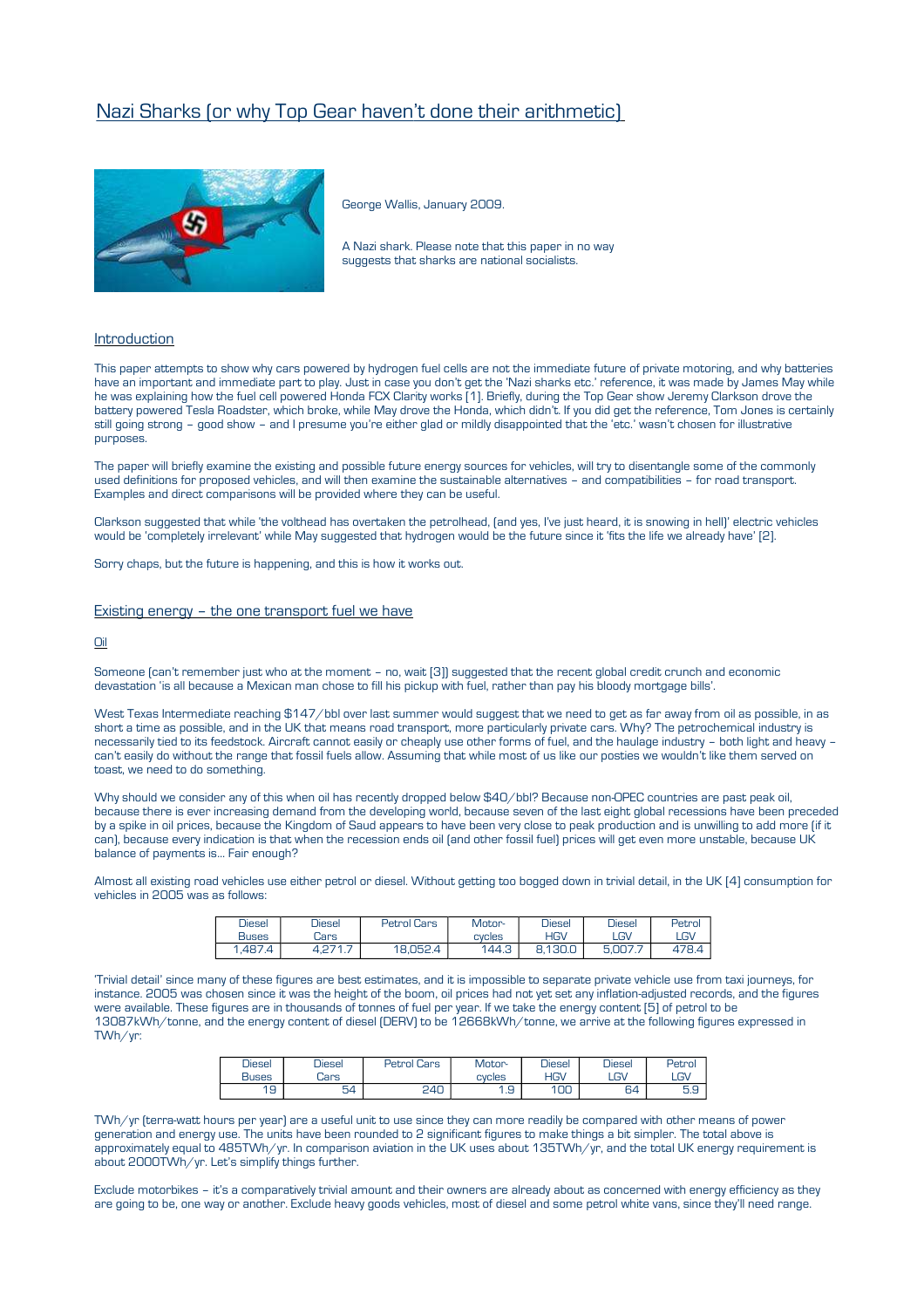# Nazi Sharks (or why Top Gear haven't done their arithmetic)

George Wallis, January 2009.

A Nazi shark. Please note that this paper in no way suggests that sharks are national socialists.

## Introduction

This paper attempts to show why cars powered by hydrogen fuel cells are not the immediate future of private motoring, and why batteries have an important and immediate part to play. Just in case you don't get the 'Nazi sharks etc.' reference, it was made by James May while he was explaining how the fuel cell powered Honda FCX Clarity works [1]. Briefly, during the Top Gear show Jeremy Clarkson drove the battery powered Tesla Roadster, which broke, while May drove the Honda, which didn't. If you did get the reference, Tom Jones is certainly still going strong – good show – and I presume you're either glad or mildly disappointed that the 'etc.' wasn't chosen for illustrative purposes.

The paper will briefly examine the existing and possible future energy sources for vehicles, will try to disentangle some of the commonly used definitions for proposed vehicles, and will then examine the sustainable alternatives – and compatibilities – for road transport. Examples and direct comparisons will be provided where they can be useful.

Clarkson suggested that while 'the volthead has overtaken the petrolhead, (and yes, I've just heard, it is snowing in hell)' electric vehicles would be 'completely irrelevant' while May suggested that hydrogen would be the future since it 'fits the life we already have' [2].

Sorry chaps, but the future is happening, and this is how it works out.

## Existing energy – the one transport fuel we have

### Oil

Someone (can't remember just who at the moment – no, wait [3]) suggested that the recent global credit crunch and economic devastation 'is all because a Mexican man chose to fill his pickup with fuel, rather than pay his bloody mortgage bills'.

West Texas Intermediate reaching $147/bbl over last summer would suggest that we need to get as far away from oil as possible, in as short a time as possible, and in the UK that means road transport, more particularly private cars. Why? The petrochemical industry is necessarily tied to its feedstock. Aircraft cannot easily or cheaply use other forms of fuel, and the haulage industry – both light and heavy – can't easily do without the range that fossil fuels allow. Assuming that while most of us like our posties we wouldn't like them served on toast, we need to do something.

Why should we consider any of this when oil has recently dropped below $40/bbl? Because non-OPEC countries are past peak oil, because there is ever increasing demand from the developing world, because seven of the last eight global recessions have been preceded by a spike in oil prices, because the Kingdom of Saud appears to have been very close to peak production and is unwilling to add more (if it can), because every indication is that when the recession ends oil (and other fossil fuel) prices will get even more unstable, because UK balance of payments is... Fair enough?

Almost all existing road vehicles use either petrol or diesel. Without getting too bogged down in trivial detail, in the UK [4] consumption for vehicles in 2005 was as follows:

| Diesel Buses | Diesel Cars | Petrol Cars | Motor-cycles | Diesel HGV | Diesel LGV | Petrol LGV |
|---|---|---|---|---|---|---|
| 1,487.4 | 4,271.7 | 18,052.4 | 144.3 | 8,130.0 | 5,007.7 | 478.4 |

'Trivial detail' since many of these figures are best estimates, and it is impossible to separate private vehicle use from taxi journeys, for instance. 2005 was chosen since it was the height of the boom, oil prices had not yet set any inflation-adjusted records, and the figures were available. These figures are in thousands of tonnes of fuel per year. If we take the energy content [5] of petrol to be 13087kWh/tonne, and the energy content of diesel (DERV) to be 12668kWh/tonne, we arrive at the following figures expressed in TWh/yr:

| Diesel Buses | Diesel Cars | Petrol Cars | Motor-cycles | Diesel HGV | Diesel LGV | Petrol LGV |
|---|---|---|---|---|---|---|
| 19 | 54 | 240 | 1.9 | 100 | 64 | 5.9 |

TWh/yr (terra-watt hours per year) are a useful unit to use since they can more readily be compared with other means of power generation and energy use. The units have been rounded to 2 significant figures to make things a bit simpler. The total above is approximately equal to 485TWh/yr. In comparison aviation in the UK uses about 135TWh/yr, and the total UK energy requirement is about 2000TWh/yr. Let's simplify things further.

Exclude motorbikes – it's a comparatively trivial amount and their owners are already about as concerned with energy efficiency as they are going to be, one way or another. Exclude heavy goods vehicles, most of diesel and some petrol white vans, since they'll need range.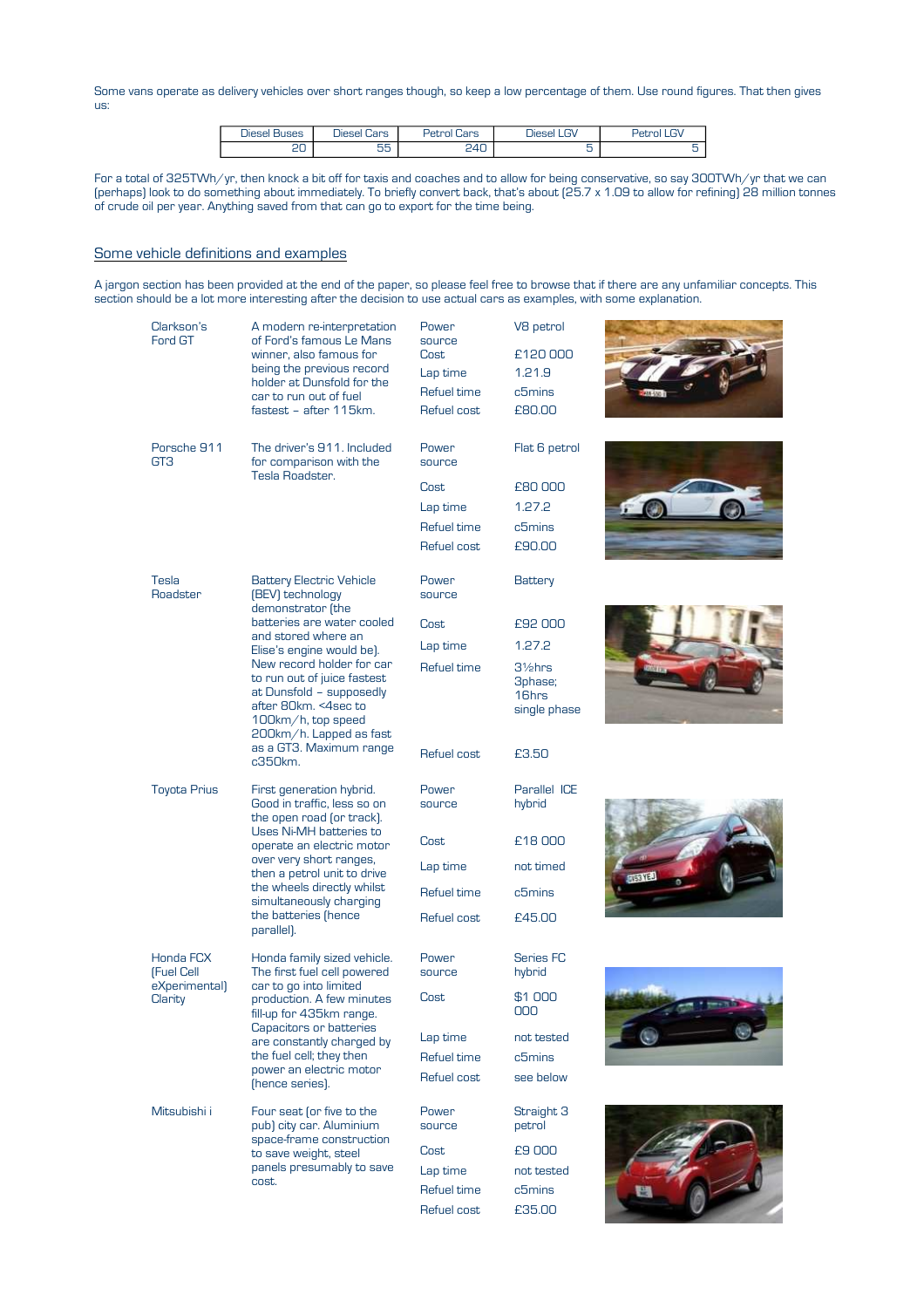Some vans operate as delivery vehicles over short ranges though, so keep a low percentage of them. Use round figures. That then gives us:

| Diesel Buses | Diesel Cars | Petrol Cars | Diesel LGV | Petrol LGV |
|---|---|---|---|---|
| 20 | 55 | 240 | 5 | 5 |

For a total of 325TWh/yr, then knock a bit off for taxis and coaches and to allow for being conservative, so say 300TWh/yr that we can (perhaps) look to do something about immediately. To briefly convert back, that's about (25.7 x 1.09 to allow for refining) 28 million tonnes of crude oil per year. Anything saved from that can go to export for the time being.

## Some vehicle definitions and examples

A jargon section has been provided at the end of the paper, so please feel free to browse that if there are any unfamiliar concepts. This section should be a lot more interesting after the decision to use actual cars as examples, with some explanation.

| Vehicle | Description | | |
|---|---|---|---|
| Clarkson's Ford GT | A modern re-interpretation of Ford's famous Le Mans winner, also famous for being the previous record holder at Dunsfold for the car to run out of fuel fastest – after 115km. | Power source | V8 petrol |
| | | Cost | £120 000 |
| | | Lap time | 1.21.9 |
| | | Refuel time | c5mins |
| | | Refuel cost | £80.00 |
| Porsche 911 GT3 | The driver's 911. Included for comparison with the Tesla Roadster. | Power source | Flat 6 petrol |
| | | Cost | £80 000 |
| | | Lap time | 1.27.2 |
| | | Refuel time | c5mins |
| | | Refuel cost | £90.00 |
| Tesla Roadster | Battery Electric Vehicle (BEV) technology demonstrator (the batteries are water cooled and stored where an Elise's engine would be). New record holder for car to run out of juice fastest at Dunsfold – supposedly after 80km. <4sec to 100km/h, top speed 200km/h. Lapped as fast as a GT3. Maximum range c350km. | Power source | Battery |
| | | Cost | £92 000 |
| | | Lap time | 1.27.2 |
| | | Refuel time | 3½hrs 3phase; 16hrs single phase |
| | | Refuel cost | £3.50 |
| Toyota Prius | First generation hybrid. Good in traffic, less so on the open road (or track). Uses Ni-MH batteries to operate an electric motor over very short ranges, then a petrol unit to drive the wheels directly whilst simultaneously charging the batteries (hence parallel). | Power source | Parallel ICE hybrid |
| | | Cost | £18 000 |
| | | Lap time | not timed |
| | | Refuel time | c5mins |
| | | Refuel cost | £45.00 |
| Honda FCX (Fuel Cell eXperimental) Clarity | Honda family sized vehicle. The first fuel cell powered car to go into limited production. A few minutes fill-up for 435km range. Capacitors or batteries are constantly charged by the fuel cell; they then power an electric motor (hence series). | Power source | Series FC hybrid |
| | | Cost | $1 000 000 |
| | | Lap time | not tested |
| | | Refuel time | c5mins |
| | | Refuel cost | see below |
| Mitsubishi i | Four seat (or five to the pub) city car. Aluminium space-frame construction to save weight, steel panels presumably to save cost. | Power source | Straight 3 petrol |
| | | Cost | £9 000 |
| | | Lap time | not tested |
| | | Refuel time | c5mins |
| | | Refuel cost | £35.00 |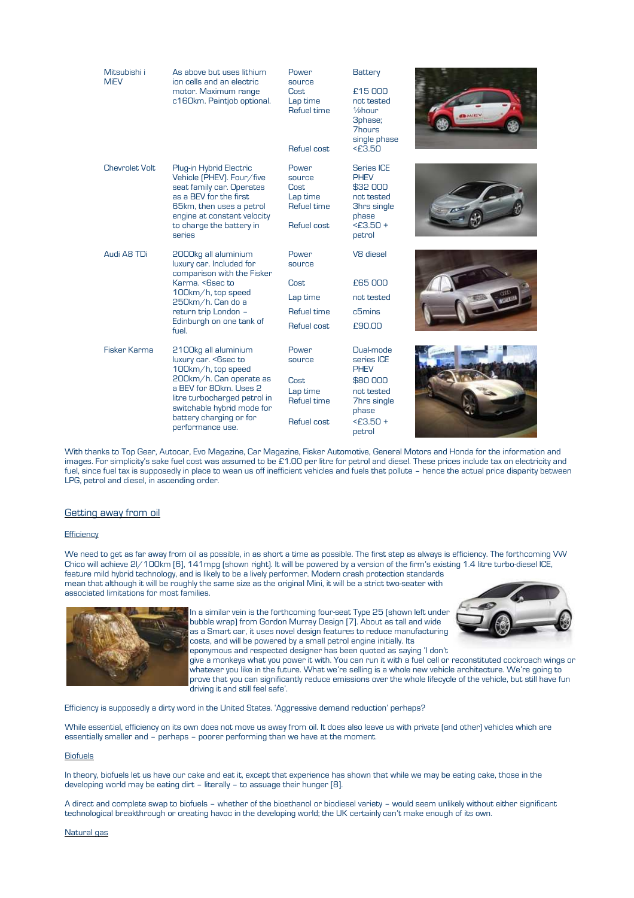| | | | | |
|---|---|---|---|---|
| Mitsubishi i MiEV | As above but uses lithium ion cells and an electric motor. Maximum range c160km. Paintjob optional. | Power source<br>Cost<br>Lap time<br>Refuel time<br>Refuel cost | Battery<br>£15 000<br>not tested<br>½hour 3phase; 7hours single phase<br><£3.50 | |
| Chevrolet Volt | Plug-in Hybrid Electric Vehicle (PHEV). Four/five seat family car. Operates as a BEV for the first 65km, then uses a petrol engine at constant velocity to charge the battery in series | Power source<br>Cost<br>Lap time<br>Refuel time<br>Refuel cost | Series ICE PHEV<br>$32 000<br>not tested<br>3hrs single phase<br><£3.50 + petrol | |
| Audi A8 TDi | 2000kg all aluminium luxury car. Included for comparison with the Fisker Karma. <6sec to 100km/h, top speed 250km/h. Can do a return trip London – Edinburgh on one tank of fuel. | Power source<br>Cost<br>Lap time<br>Refuel time<br>Refuel cost | V8 diesel<br>£65 000<br>not tested<br>c5mins<br>£90.00 | |
| Fisker Karma | 2100kg all aluminium luxury car. <6sec to 100km/h, top speed 200km/h. Can operate as a BEV for 80km. Uses 2 litre turbocharged petrol in switchable hybrid mode for battery charging or for performance use. | Power source<br>Cost<br>Lap time<br>Refuel time<br>Refuel cost | Dual-mode series ICE PHEV<br>$80 000<br>not tested<br>7hrs single phase<br><£3.50 + petrol | |

With thanks to Top Gear, Autocar, Evo Magazine, Car Magazine, Fisker Automotive, General Motors and Honda for the information and images. For simplicity's sake fuel cost was assumed to be £1.00 per litre for petrol and diesel. These prices include tax on electricity and fuel, since fuel tax is supposedly in place to wean us off inefficient vehicles and fuels that pollute – hence the actual price disparity between LPG, petrol and diesel, in ascending order.

## Getting away from oil

### Efficiency

We need to get as far away from oil as possible, in as short a time as possible. The first step as always is efficiency. The forthcoming VW Chico will achieve 2l/100km [6], 141mpg (shown right). It will be powered by a version of the firm's existing 1.4 litre turbo-diesel ICE, feature mild hybrid technology, and is likely to be a lively performer. Modern crash protection standards mean that although it will be roughly the same size as the original Mini, it will be a strict two-seater with associated limitations for most families.

In a similar vein is the forthcoming four-seat Type 25 (shown left under bubble wrap) from Gordon Murray Design [7]. About as tall and wide as a Smart car, it uses novel design features to reduce manufacturing costs, and will be powered by a small petrol engine initially. Its eponymous and respected designer has been quoted as saying 'I don't give a monkeys what you power it with. You can run it with a fuel cell or reconstituted cockroach wings or whatever you like in the future. What we're selling is a whole new vehicle architecture. We're going to prove that you can significantly reduce emissions over the whole lifecycle of the vehicle, but still have fun driving it and still feel safe'.

Efficiency is supposedly a dirty word in the United States. 'Aggressive demand reduction' perhaps?

While essential, efficiency on its own does not move us away from oil. It does also leave us with private (and other) vehicles which are essentially smaller and – perhaps – poorer performing than we have at the moment.

### Biofuels

In theory, biofuels let us have our cake and eat it, except that experience has shown that while we may be eating cake, those in the developing world may be eating dirt – literally – to assuage their hunger [8].

A direct and complete swap to biofuels – whether of the bioethanol or biodiesel variety – would seem unlikely without either significant technological breakthrough or creating havoc in the developing world; the UK certainly can't make enough of its own.

### Natural gas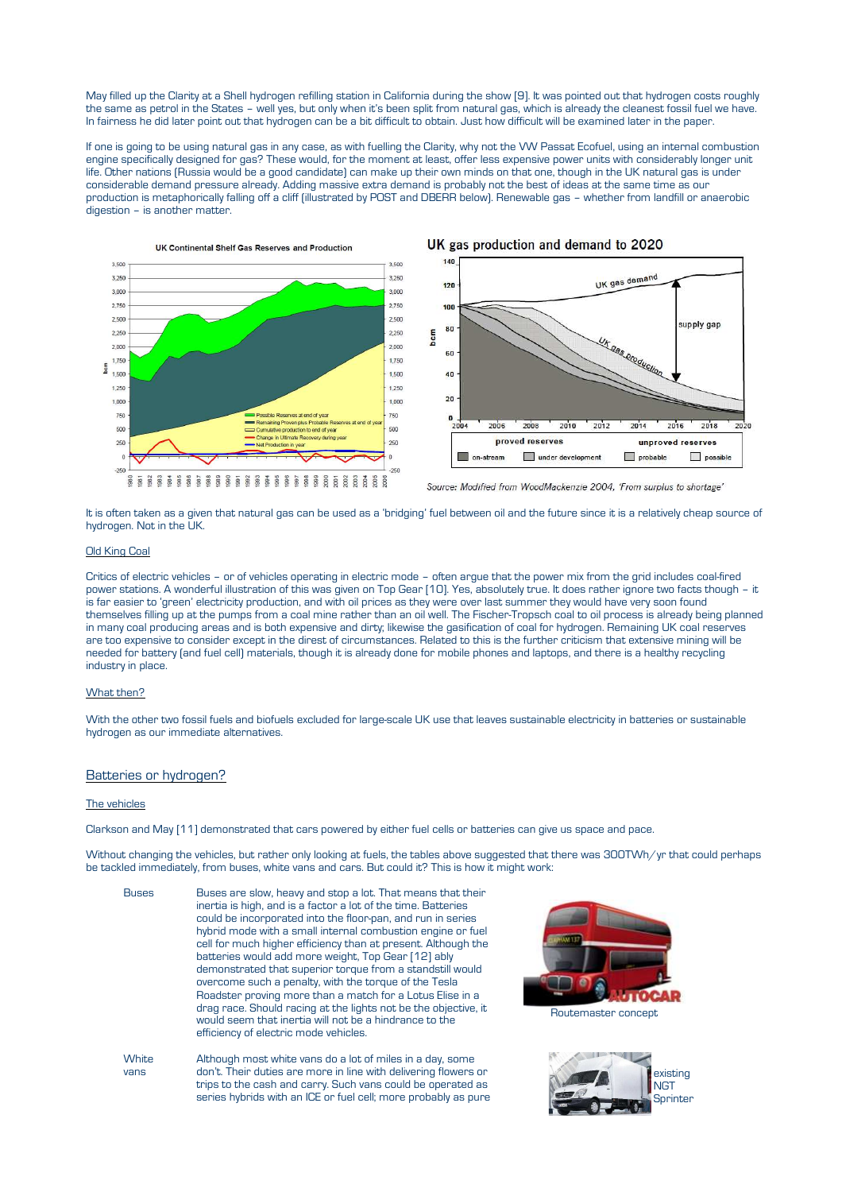May filled up the Clarity at a Shell hydrogen refilling station in California during the show [9]. It was pointed out that hydrogen costs roughly the same as petrol in the States – well yes, but only when it's been split from natural gas, which is already the cleanest fossil fuel we have. In fairness he did later point out that hydrogen can be a bit difficult to obtain. Just how difficult will be examined later in the paper.

If one is going to be using natural gas in any case, as with fuelling the Clarity, why not the VW Passat Ecofuel, using an internal combustion engine specifically designed for gas? These would, for the moment at least, offer less expensive power units with considerably longer unit life. Other nations (Russia would be a good candidate) can make up their own minds on that one, though in the UK natural gas is under considerable demand pressure already. Adding massive extra demand is probably not the best of ideas at the same time as our production is metaphorically falling off a cliff (illustrated by POST and DBERR below). Renewable gas – whether from landfill or anaerobic digestion – is another matter.

Source: Modified from WoodMackenzie 2004, 'From surplus to shortage'

It is often taken as a given that natural gas can be used as a 'bridging' fuel between oil and the future since it is a relatively cheap source of hydrogen. Not in the UK.

### Old King Coal

Critics of electric vehicles – or of vehicles operating in electric mode – often argue that the power mix from the grid includes coal-fired power stations. A wonderful illustration of this was given on Top Gear [10]. Yes, absolutely true. It does rather ignore two facts though – it is far easier to 'green' electricity production, and with oil prices as they were over last summer they would have very soon found themselves filling up at the pumps from a coal mine rather than an oil well. The Fischer-Tropsch coal to oil process is already being planned in many coal producing areas and is both expensive and dirty; likewise the gasification of coal for hydrogen. Remaining UK coal reserves are too expensive to consider except in the direst of circumstances. Related to this is the further criticism that extensive mining will be needed for battery (and fuel cell) materials, though it is already done for mobile phones and laptops, and there is a healthy recycling industry in place.

### What then?

With the other two fossil fuels and biofuels excluded for large-scale UK use that leaves sustainable electricity in batteries or sustainable hydrogen as our immediate alternatives.

## Batteries or hydrogen?

### The vehicles

Clarkson and May [11] demonstrated that cars powered by either fuel cells or batteries can give us space and pace.

Without changing the vehicles, but rather only looking at fuels, the tables above suggested that there was 300TWh/yr that could perhaps be tackled immediately, from buses, white vans and cars. But could it? This is how it might work:

**Buses** Buses are slow, heavy and stop a lot. That means that their inertia is high, and is a factor a lot of the time. Batteries could be incorporated into the floor-pan, and run in series hybrid mode with a small internal combustion engine or fuel cell for much higher efficiency than at present. Although the batteries would add more weight, Top Gear [12] ably demonstrated that superior torque from a standstill would overcome such a penalty, with the torque of the Tesla Roadster proving more than a match for a Lotus Elise in a drag race. Should racing at the lights not be the objective, it would seem that inertia will not be a hindrance to the efficiency of electric mode vehicles.

Routemaster concept

**White vans** Although most white vans do a lot of miles in a day, some don't. Their duties are more in line with delivering flowers or trips to the cash and carry. Such vans could be operated as series hybrids with an ICE or fuel cell; more probably as pure

existing NGT Sprinter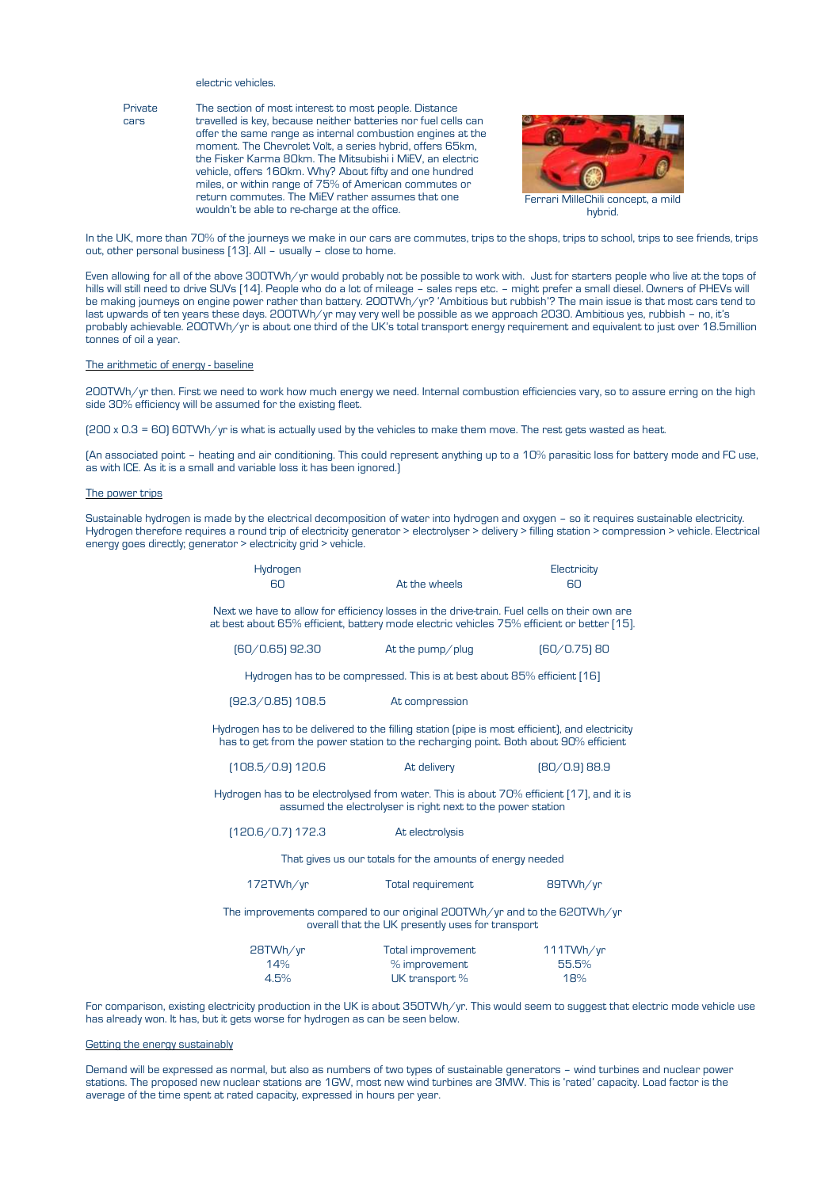electric vehicles.

**Private cars** The section of most interest to most people. Distance travelled is key, because neither batteries nor fuel cells can offer the same range as internal combustion engines at the moment. The Chevrolet Volt, a series hybrid, offers 65km, the Fisker Karma 80km. The Mitsubishi i MiEV, an electric vehicle, offers 160km. Why? About fifty and one hundred miles, or within range of 75% of American commutes or return commutes. The MiEV rather assumes that one wouldn't be able to re-charge at the office.

Ferrari MilleChili concept, a mild hybrid.

In the UK, more than 70% of the journeys we make in our cars are commutes, trips to the shops, trips to school, trips to see friends, trips out, other personal business [13]. All – usually – close to home.

Even allowing for all of the above 300TWh/yr would probably not be possible to work with. Just for starters people who live at the tops of hills will still need to drive SUVs [14]. People who do a lot of mileage – sales reps etc. – might prefer a small diesel. Owners of PHEVs will be making journeys on engine power rather than battery. 200TWh/yr? 'Ambitious but rubbish'? The main issue is that most cars tend to last upwards of ten years these days. 200TWh/yr may very well be possible as we approach 2030. Ambitious yes, rubbish – no, it's probably achievable. 200TWh/yr is about one third of the UK's total transport energy requirement and equivalent to just over 18.5million tonnes of oil a year.

## The arithmetic of energy - baseline

200TWh/yr then. First we need to work how much energy we need. Internal combustion efficiencies vary, so to assure erring on the high side 30% efficiency will be assumed for the existing fleet.

(200 x 0.3 = 60) 60TWh/yr is what is actually used by the vehicles to make them move. The rest gets wasted as heat.

(An associated point – heating and air conditioning. This could represent anything up to a 10% parasitic loss for battery mode and FC use, as with ICE. As it is a small and variable loss it has been ignored.)

## The power trips

Sustainable hydrogen is made by the electrical decomposition of water into hydrogen and oxygen – so it requires sustainable electricity. Hydrogen therefore requires a round trip of electricity generator > electrolyser > delivery > filling station > compression > vehicle. Electrical energy goes directly; generator > electricity grid > vehicle.

| Hydrogen | | Electricity |
|---|---|---|
| 60 | At the wheels | 60 |

Next we have to allow for efficiency losses in the drive-train. Fuel cells on their own are at best about 65% efficient, battery mode electric vehicles 75% efficient or better [15].

| | | |
|---|---|---|
| (60/0.65) 92.30 | At the pump/plug | (60/0.75) 80 |

Hydrogen has to be compressed. This is at best about 85% efficient [16]

| | | |
|---|---|---|
| (92.3/0.85) 108.5 | At compression | |

Hydrogen has to be delivered to the filling station (pipe is most efficient), and electricity has to get from the power station to the recharging point. Both about 90% efficient

| | | |
|---|---|---|
| (108.5/0.9) 120.6 | At delivery | (80/0.9) 88.9 |

Hydrogen has to be electrolysed from water. This is about 70% efficient [17], and it is assumed the electrolyser is right next to the power station

| | | |
|---|---|---|
| (120.6/0.7) 172.3 | At electrolysis | |

That gives us our totals for the amounts of energy needed

| | | |
|---|---|---|
| 172TWh/yr | Total requirement | 89TWh/yr |

The improvements compared to our original 200TWh/yr and to the 620TWh/yr overall that the UK presently uses for transport

| | | |
|---|---|---|
| 28TWh/yr | Total improvement | 111TWh/yr |
| 14% | % improvement | 55.5% |
| 4.5% | UK transport % | 18% |

For comparison, existing electricity production in the UK is about 350TWh/yr. This would seem to suggest that electric mode vehicle use has already won. It has, but it gets worse for hydrogen as can be seen below.

## Getting the energy sustainably

Demand will be expressed as normal, but also as numbers of two types of sustainable generators – wind turbines and nuclear power stations. The proposed new nuclear stations are 1GW, most new wind turbines are 3MW. This is 'rated' capacity. Load factor is the average of the time spent at rated capacity, expressed in hours per year.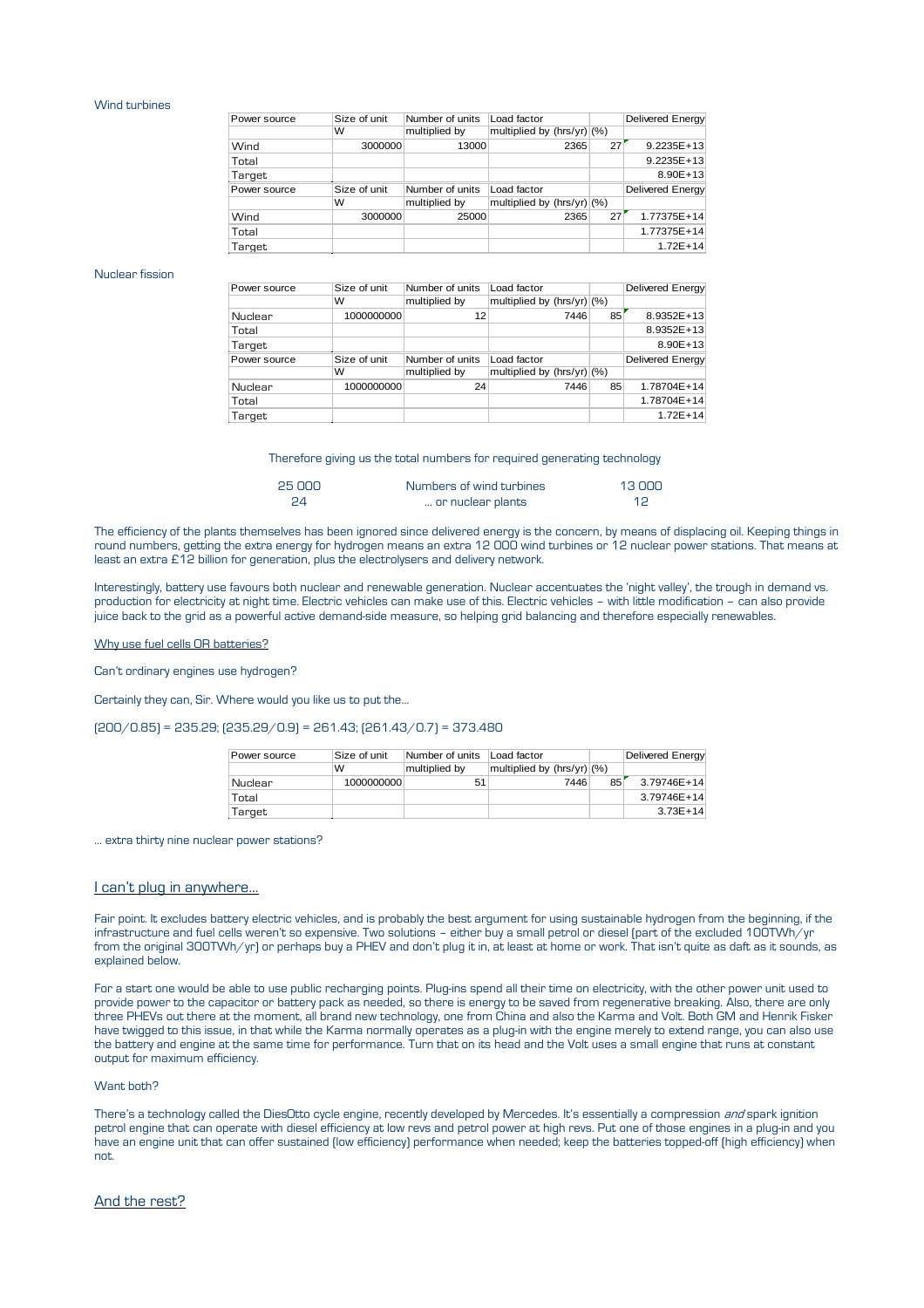Wind turbines

| Power source | Size of unit | Number of units | Load factor | | Delivered Energy |
|---|---|---|---|---|---|
| | W | multiplied by | multiplied by (hrs/yr) | (%) | |
| Wind | 3000000 | 13000 | 2365 | 27 | 9.2235E+13 |
| Total | | | | | 9.2235E+13 |
| Target | | | | | 8.90E+13 |
| Power source | Size of unit | Number of units | Load factor | | Delivered Energy |
| | W | multiplied by | multiplied by (hrs/yr) | (%) | |
| Wind | 3000000 | 25000 | 2365 | 27 | 1.77375E+14 |
| Total | | | | | 1.77375E+14 |
| Target | | | | | 1.72E+14 |

Nuclear fission

| Power source | Size of unit | Number of units | Load factor | | Delivered Energy |
|---|---|---|---|---|---|
| | W | multiplied by | multiplied by (hrs/yr) | (%) | |
| Nuclear | 1000000000 | 12 | 7446 | 85 | 8.9352E+13 |
| Total | | | | | 8.9352E+13 |
| Target | | | | | 8.90E+13 |
| Power source | Size of unit | Number of units | Load factor | | Delivered Energy |
| | W | multiplied by | multiplied by (hrs/yr) | (%) | |
| Nuclear | 1000000000 | 24 | 7446 | 85 | 1.78704E+14 |
| Total | | | | | 1.78704E+14 |
| Target | | | | | 1.72E+14 |

Therefore giving us the total numbers for required generating technology

| | | |
|---|---|---|
| 25 000 | Numbers of wind turbines | 13 000 |
| 24 | … or nuclear plants | 12 |

The efficiency of the plants themselves has been ignored since delivered energy is the concern, by means of displacing oil. Keeping things in round numbers, getting the extra energy for hydrogen means an extra 12 000 wind turbines or 12 nuclear power stations. That means at least an extra £12 billion for generation, plus the electrolysers and delivery network.

Interestingly, battery use favours both nuclear and renewable generation. Nuclear accentuates the 'night valley', the trough in demand vs. production for electricity at night time. Electric vehicles can make use of this. Electric vehicles – with little modification – can also provide juice back to the grid as a powerful active demand-side measure, so helping grid balancing and therefore especially renewables.

Why use fuel cells OR batteries?

Can't ordinary engines use hydrogen?

Certainly they can, Sir. Where would you like us to put the…

$(200/0.85) = 235.29$; $(235.29/0.9) = 261.43$; $(261.43/0.7) = 373.480$

| Power source | Size of unit | Number of units | Load factor | | Delivered Energy |
|---|---|---|---|---|---|
| | W | multiplied by | multiplied by (hrs/yr) | (%) | |
| Nuclear | 1000000000 | 51 | 7446 | 85 | 3.79746E+14 |
| Total | | | | | 3.79746E+14 |
| Target | | | | | 3.73E+14 |

… extra thirty nine nuclear power stations?

## I can't plug in anywhere…

Fair point. It excludes battery electric vehicles, and is probably the best argument for using sustainable hydrogen from the beginning, if the infrastructure and fuel cells weren't so expensive. Two solutions – either buy a small petrol or diesel (part of the excluded 100TWh/yr from the original 300TWh/yr) or perhaps buy a PHEV and don't plug it in, at least at home or work. That isn't quite as daft as it sounds, as explained below.

For a start one would be able to use public recharging points. Plug-ins spend all their time on electricity, with the other power unit used to provide power to the capacitor or battery pack as needed, so there is energy to be saved from regenerative breaking. Also, there are only three PHEVs out there at the moment, all brand new technology, one from China and also the Karma and Volt. Both GM and Henrik Fisker have twigged to this issue, in that while the Karma normally operates as a plug-in with the engine merely to extend range, you can also use the battery and engine at the same time for performance. Turn that on its head and the Volt uses a small engine that runs at constant output for maximum efficiency.

Want both?

There's a technology called the DiesOtto cycle engine, recently developed by Mercedes. It's essentially a compression *and* spark ignition petrol engine that can operate with diesel efficiency at low revs and petrol power at high revs. Put one of those engines in a plug-in and you have an engine unit that can offer sustained (low efficiency) performance when needed; keep the batteries topped-off (high efficiency) when not.

## And the rest?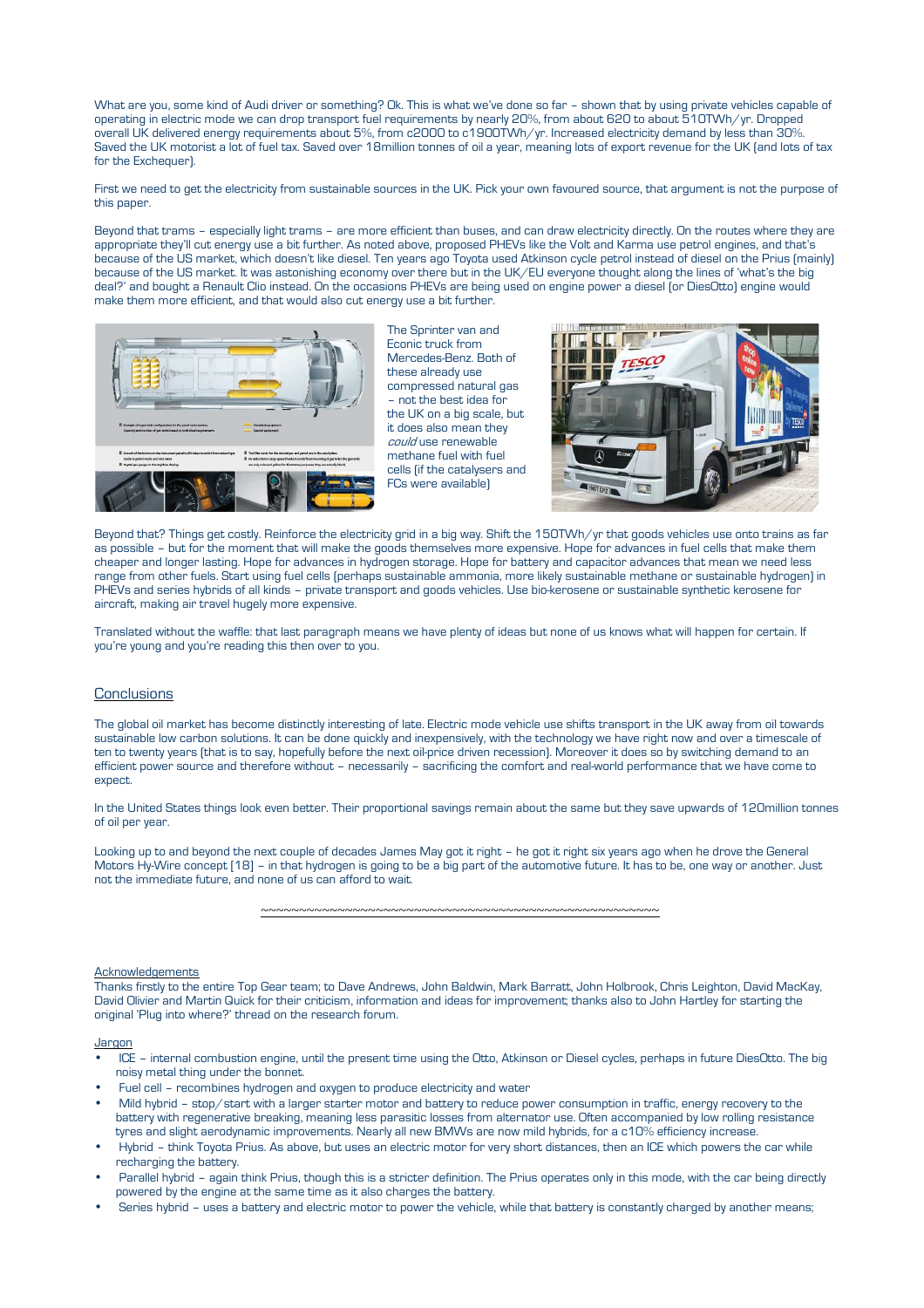What are you, some kind of Audi driver or something? Ok. This is what we've done so far – shown that by using private vehicles capable of operating in electric mode we can drop transport fuel requirements by nearly 20%, from about 620 to about 510TWh/yr. Dropped overall UK delivered energy requirements about 5%, from c2000 to c1900TWh/yr. Increased electricity demand by less than 30%. Saved the UK motorist a lot of fuel tax. Saved over 18million tonnes of oil a year, meaning lots of export revenue for the UK (and lots of tax for the Exchequer).

First we need to get the electricity from sustainable sources in the UK. Pick your own favoured source, that argument is not the purpose of this paper.

Beyond that trams – especially light trams – are more efficient than buses, and can draw electricity directly. On the routes where they are appropriate they'll cut energy use a bit further. As noted above, proposed PHEVs like the Volt and Karma use petrol engines, and that's because of the US market, which doesn't like diesel. Ten years ago Toyota used Atkinson cycle petrol instead of diesel on the Prius (mainly) because of the US market. It was astonishing economy over there but in the UK/EU everyone thought along the lines of 'what's the big deal?' and bought a Renault Clio instead. On the occasions PHEVs are being used on engine power a diesel (or DiesOtto) engine would make them more efficient, and that would also cut energy use a bit further.

The Sprinter van and Econic truck from Mercedes-Benz. Both of these already use compressed natural gas – not the best idea for the UK on a big scale, but it does also mean they *could* use renewable methane fuel with fuel cells (if the catalysers and FCs were available)

Beyond that? Things get costly. Reinforce the electricity grid in a big way. Shift the 150TWh/yr that goods vehicles use onto trains as far as possible – but for the moment that will make the goods themselves more expensive. Hope for advances in fuel cells that make them cheaper and longer lasting. Hope for advances in hydrogen storage. Hope for battery and capacitor advances that mean we need less range from other fuels. Start using fuel cells (perhaps sustainable ammonia, more likely sustainable methane or sustainable hydrogen) in PHEVs and series hybrids of all kinds – private transport and goods vehicles. Use bio-kerosene or sustainable synthetic kerosene for aircraft, making air travel hugely more expensive.

Translated without the waffle: that last paragraph means we have plenty of ideas but none of us knows what will happen for certain. If you're young and you're reading this then over to you.

## Conclusions

The global oil market has become distinctly interesting of late. Electric mode vehicle use shifts transport in the UK away from oil towards sustainable low carbon solutions. It can be done quickly and inexpensively, with the technology we have right now and over a timescale of ten to twenty years (that is to say, hopefully before the next oil-price driven recession). Moreover it does so by switching demand to an efficient power source and therefore without – necessarily – sacrificing the comfort and real-world performance that we have come to expect.

In the United States things look even better. Their proportional savings remain about the same but they save upwards of 120million tonnes of oil per year.

Looking up to and beyond the next couple of decades James May got it right – he got it right six years ago when he drove the General Motors Hy-Wire concept [18] – in that hydrogen is going to be a big part of the automotive future. It has to be, one way or another. Just not the immediate future, and none of us can afford to wait.

~~~~~~~~~~~~~~~~~~~~~~~~~~~~~~~~~~~~~~~~~~~~~~~~~~~~~~~~

Acknowledgements

Thanks firstly to the entire Top Gear team; to Dave Andrews, John Baldwin, Mark Barratt, John Holbrook, Chris Leighton, David MacKay, David Olivier and Martin Quick for their criticism, information and ideas for improvement; thanks also to John Hartley for starting the original 'Plug into where?' thread on the research forum.

Jargon

- ICE – internal combustion engine, until the present time using the Otto, Atkinson or Diesel cycles, perhaps in future DiesOtto. The big noisy metal thing under the bonnet.
- Fuel cell – recombines hydrogen and oxygen to produce electricity and water
- Mild hybrid – stop/start with a larger starter motor and battery to reduce power consumption in traffic, energy recovery to the battery with regenerative breaking, meaning less parasitic losses from alternator use. Often accompanied by low rolling resistance tyres and slight aerodynamic improvements. Nearly all new BMWs are now mild hybrids, for a c10% efficiency increase.
- Hybrid – think Toyota Prius. As above, but uses an electric motor for very short distances, then an ICE which powers the car while recharging the battery.
- Parallel hybrid – again think Prius, though this is a stricter definition. The Prius operates only in this mode, with the car being directly powered by the engine at the same time as it also charges the battery.
- Series hybrid – uses a battery and electric motor to power the vehicle, while that battery is constantly charged by another means;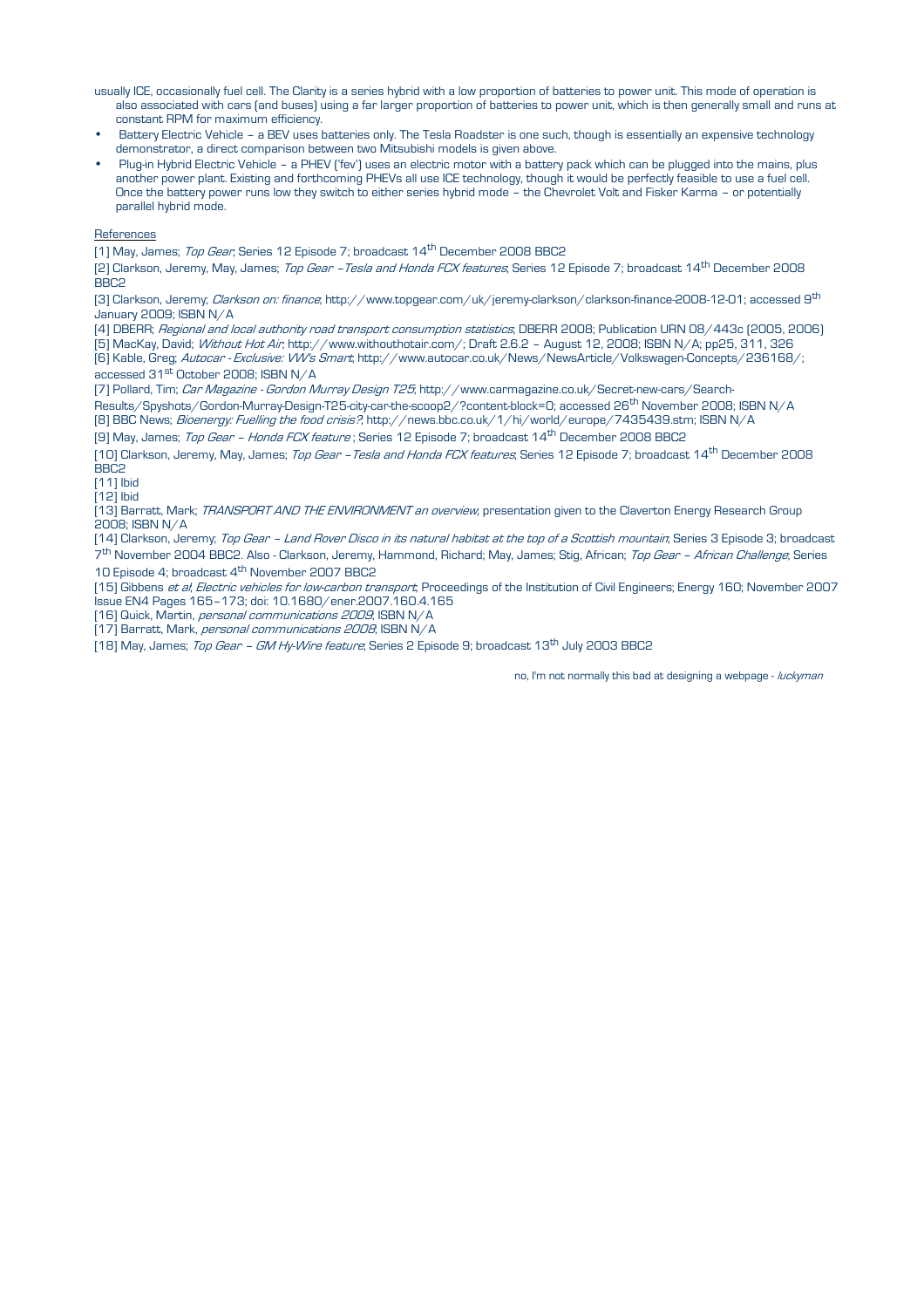usually ICE, occasionally fuel cell. The Clarity is a series hybrid with a low proportion of batteries to power unit. This mode of operation is also associated with cars (and buses) using a far larger proportion of batteries to power unit, which is then generally small and runs at constant RPM for maximum efficiency.

- Battery Electric Vehicle – a BEV uses batteries only. The Tesla Roadster is one such, though is essentially an expensive technology demonstrator, a direct comparison between two Mitsubishi models is given above.
- Plug-in Hybrid Electric Vehicle – a PHEV ('fev') uses an electric motor with a battery pack which can be plugged into the mains, plus another power plant. Existing and forthcoming PHEVs all use ICE technology, though it would be perfectly feasible to use a fuel cell. Once the battery power runs low they switch to either series hybrid mode – the Chevrolet Volt and Fisker Karma – or potentially parallel hybrid mode.

References

[1] May, James; *Top Gear*; Series 12 Episode 7; broadcast 14th December 2008 BBC2

[2] Clarkson, Jeremy, May, James; *Top Gear – Tesla and Honda FCX features*; Series 12 Episode 7; broadcast 14th December 2008 BBC2

[3] Clarkson, Jeremy; *Clarkson on: finance*; http://www.topgear.com/uk/jeremy-clarkson/clarkson-finance-2008-12-01; accessed 9th January 2009; ISBN N/A

[4] DBERR; *Regional and local authority road transport consumption statistics*; DBERR 2008; Publication URN 08/443c (2005, 2006)

[5] MacKay, David; *Without Hot Air*; http://www.withouthotair.com/; Draft 2.6.2 – August 12, 2008; ISBN N/A; pp25, 311, 326

[6] Kable, Greg; *Autocar - Exclusive: VW's Smart*; http://www.autocar.co.uk/News/NewsArticle/Volkswagen-Concepts/236168/; accessed 31st October 2008; ISBN N/A

[7] Pollard, Tim; *Car Magazine - Gordon Murray Design T25*; http://www.carmagazine.co.uk/Secret-new-cars/Search-Results/Spyshots/Gordon-Murray-Design-T25-city-car-the-scoop2/?content-block=0; accessed 26th November 2008; ISBN N/A

[8] BBC News; *Bioenergy: Fuelling the food crisis?*; http://news.bbc.co.uk/1/hi/world/europe/7435439.stm; ISBN N/A

[9] May, James; *Top Gear – Honda FCX feature* ; Series 12 Episode 7; broadcast 14th December 2008 BBC2

[10] Clarkson, Jeremy, May, James; *Top Gear – Tesla and Honda FCX features*; Series 12 Episode 7; broadcast 14th December 2008 BBC2

[11] Ibid

[12] Ibid

[13] Barratt, Mark; *TRANSPORT AND THE ENVIRONMENT an overview*; presentation given to the Claverton Energy Research Group 2008; ISBN N/A

[14] Clarkson, Jeremy; *Top Gear – Land Rover Disco in its natural habitat at the top of a Scottish mountain*; Series 3 Episode 3; broadcast 7th November 2004 BBC2. Also - Clarkson, Jeremy, Hammond, Richard; May, James; Stig, African; *Top Gear – African Challenge*; Series 10 Episode 4; broadcast 4th November 2007 BBC2

[15] Gibbens *et al*, *Electric vehicles for low-carbon transport*; Proceedings of the Institution of Civil Engineers; Energy 160; November 2007 Issue EN4 Pages 165–173; doi: 10.1680/ener.2007.160.4.165

[16] Quick, Martin, *personal communications 2009*; ISBN N/A

[17] Barratt, Mark, *personal communications 2008*; ISBN N/A

[18] May, James; *Top Gear – GM Hy-Wire feature*; Series 2 Episode 9; broadcast 13th July 2003 BBC2

no, I'm not normally this bad at designing a webpage - *luckyman*